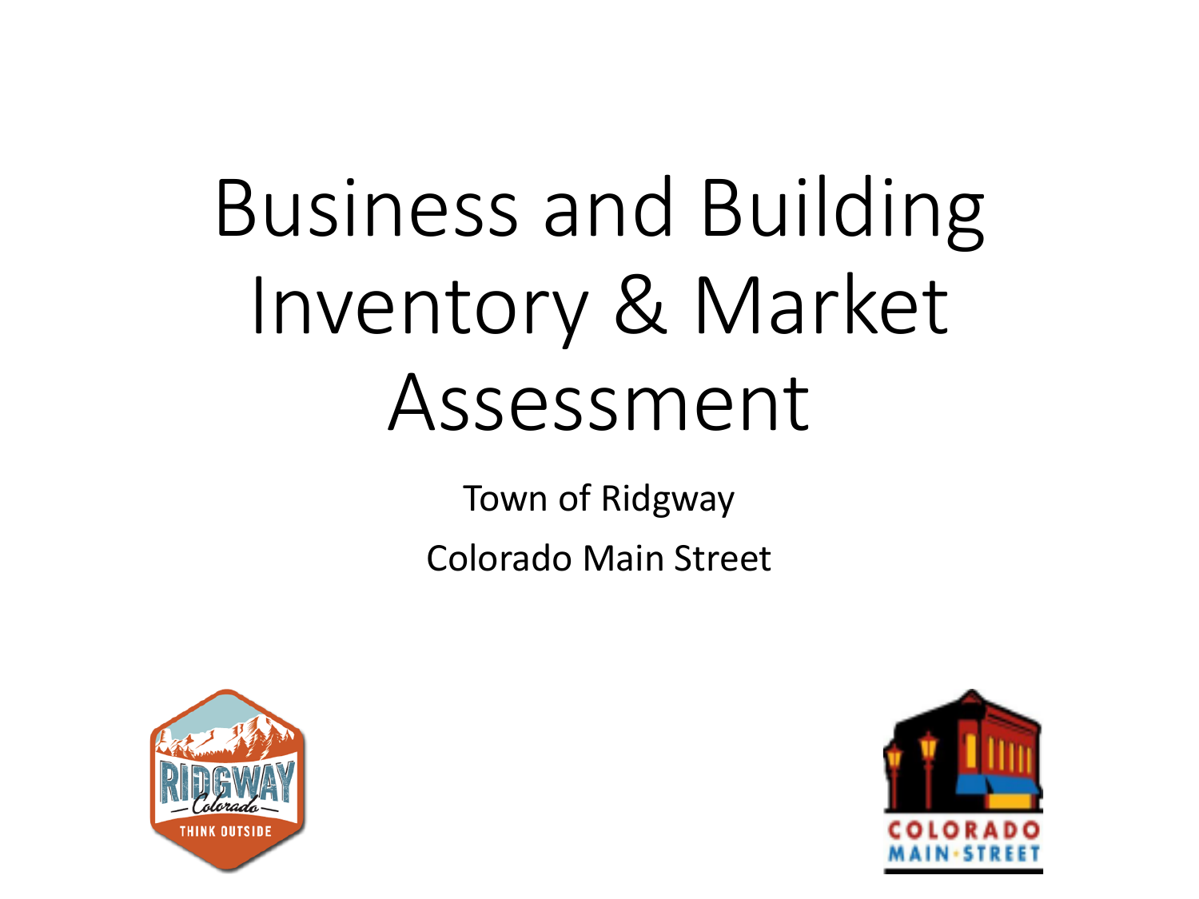# Business and Building Inventory & Market Assessment

Town of Ridgway

Colorado Main Street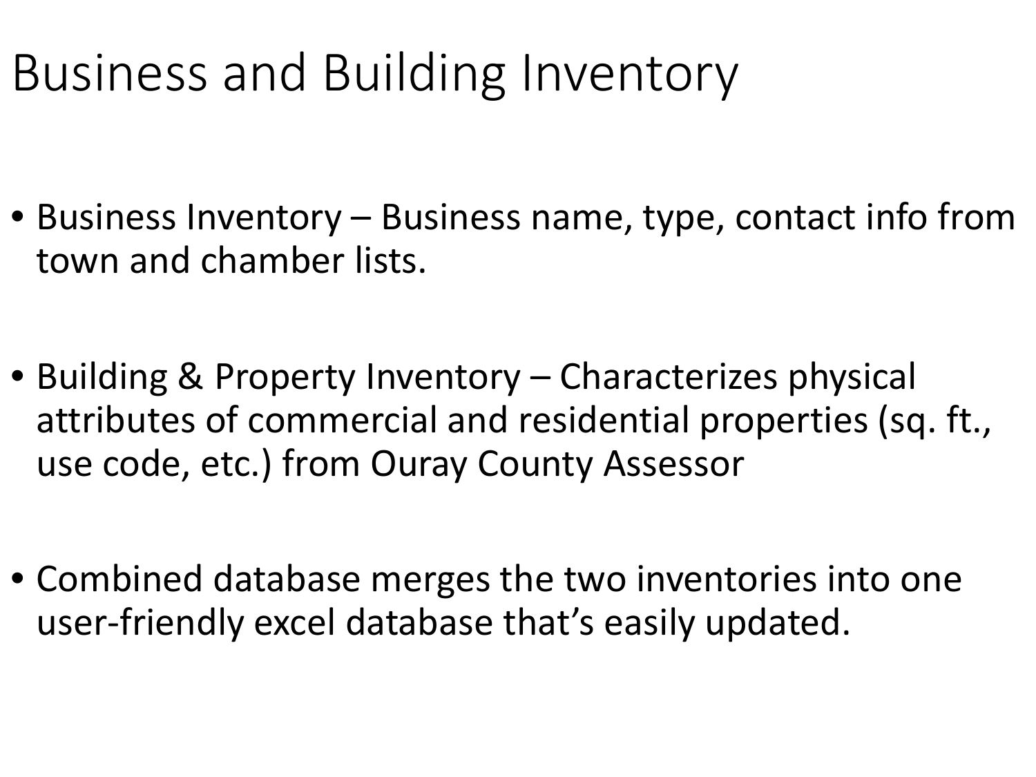# Business and Building Inventory

- Business Inventory – Business name, type, contact info from town and chamber lists.
- Building & Property Inventory – Characterizes physical attributes of commercial and residential properties (sq. ft., use code, etc.) from Ouray County Assessor
- Combined database merges the two inventories into one user-friendly excel database that's easily updated.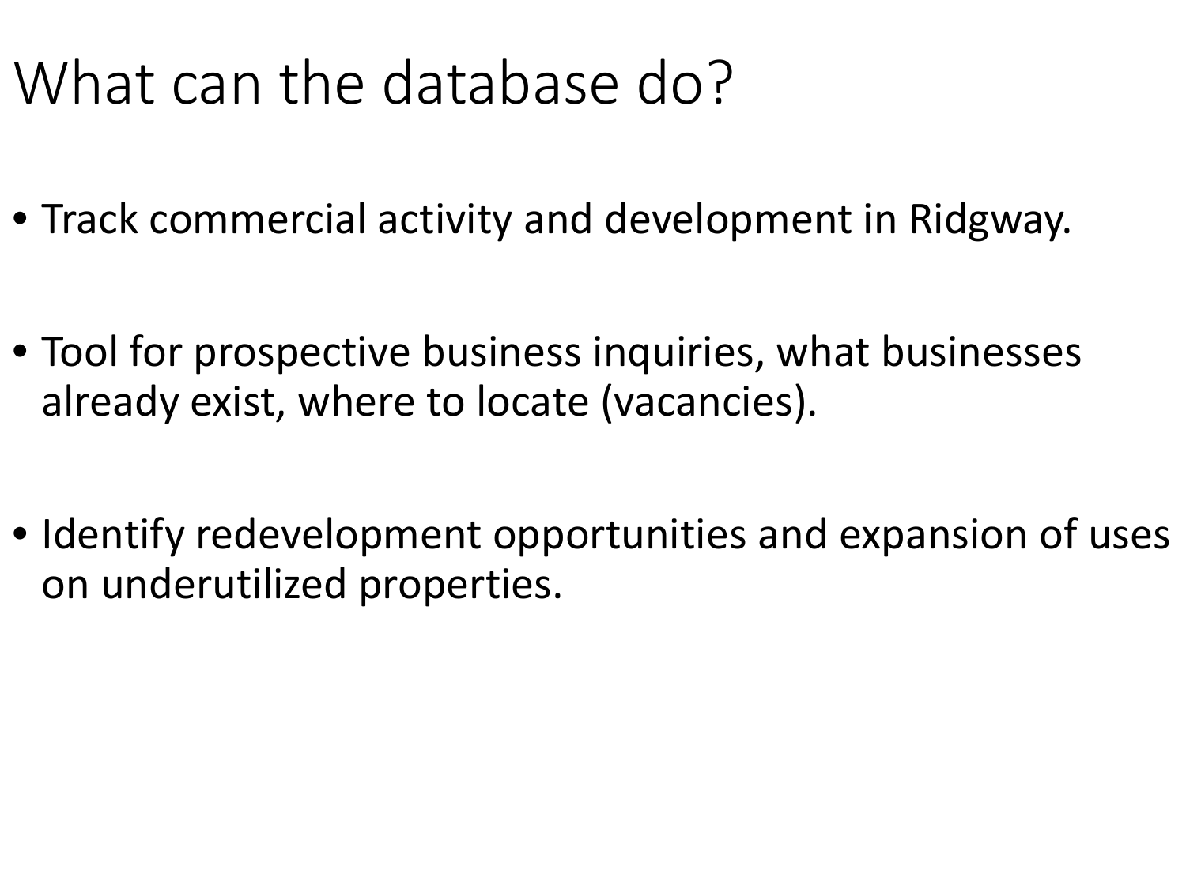# What can the database do?

- Track commercial activity and development in Ridgway.
- Tool for prospective business inquiries, what businesses already exist, where to locate (vacancies).
- Identify redevelopment opportunities and expansion of uses on underutilized properties.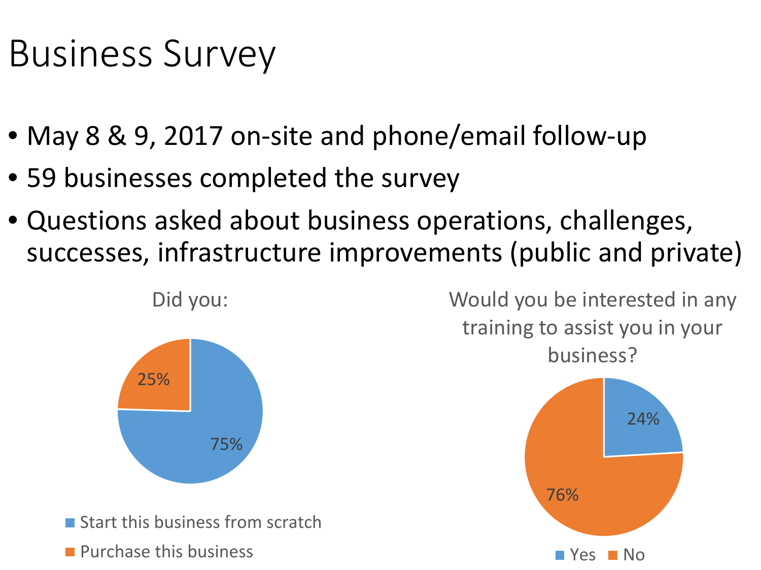# Business Survey

- May 8 & 9, 2017 on-site and phone/email follow-up
- 59 businesses completed the survey
- Questions asked about business operations, challenges, successes, infrastructure improvements (public and private)

**Did you:**

| Response | Percentage |
| --- | --- |
| Start this business from scratch | 75% |
| Purchase this business | 25% |

**Would you be interested in any training to assist you in your business?**

| Response | Percentage |
| --- | --- |
| Yes | 24% |
| No | 76% |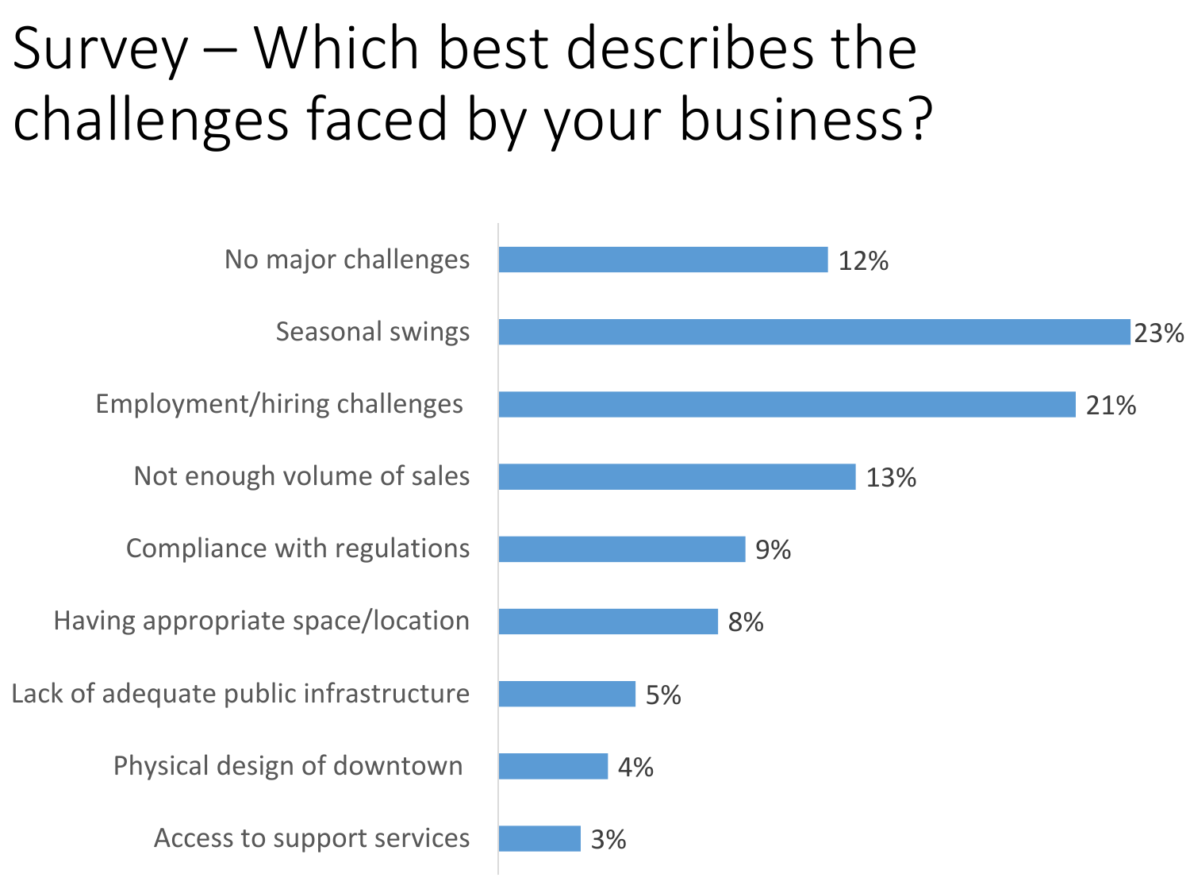# Survey – Which best describes the challenges faced by your business?

| Challenge | Percent |
| --- | --- |
| No major challenges | 12% |
| Seasonal swings | 23% |
| Employment/hiring challenges | 21% |
| Not enough volume of sales | 13% |
| Compliance with regulations | 9% |
| Having appropriate space/location | 8% |
| Lack of adequate public infrastructure | 5% |
| Physical design of downtown | 4% |
| Access to support services | 3% |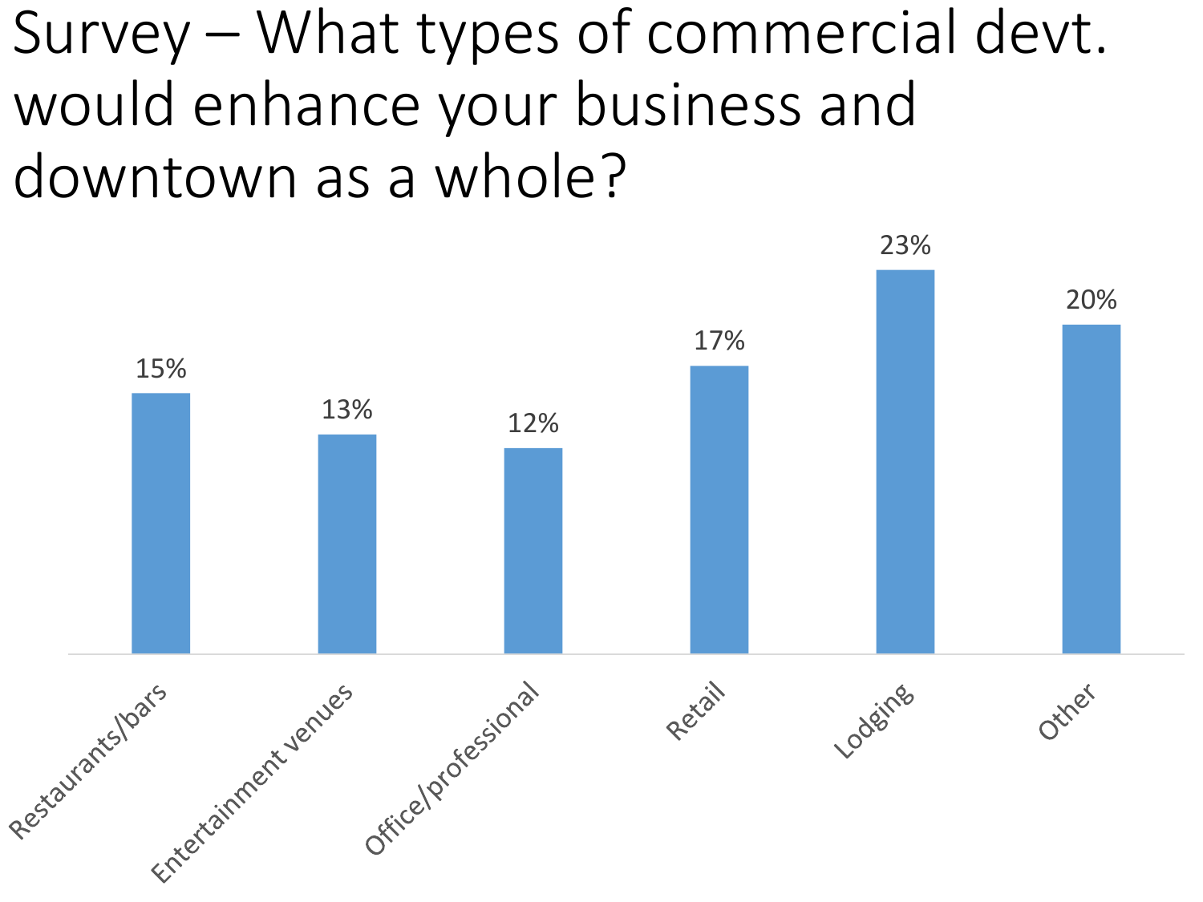# Survey – What types of commercial devt. would enhance your business and downtown as a whole?

| Category | Percentage |
| --- | --- |
| Restaurants/bars | 15% |
| Entertainment venues | 13% |
| Office/professional | 12% |
| Retail | 17% |
| Lodging | 23% |
| Other | 20% |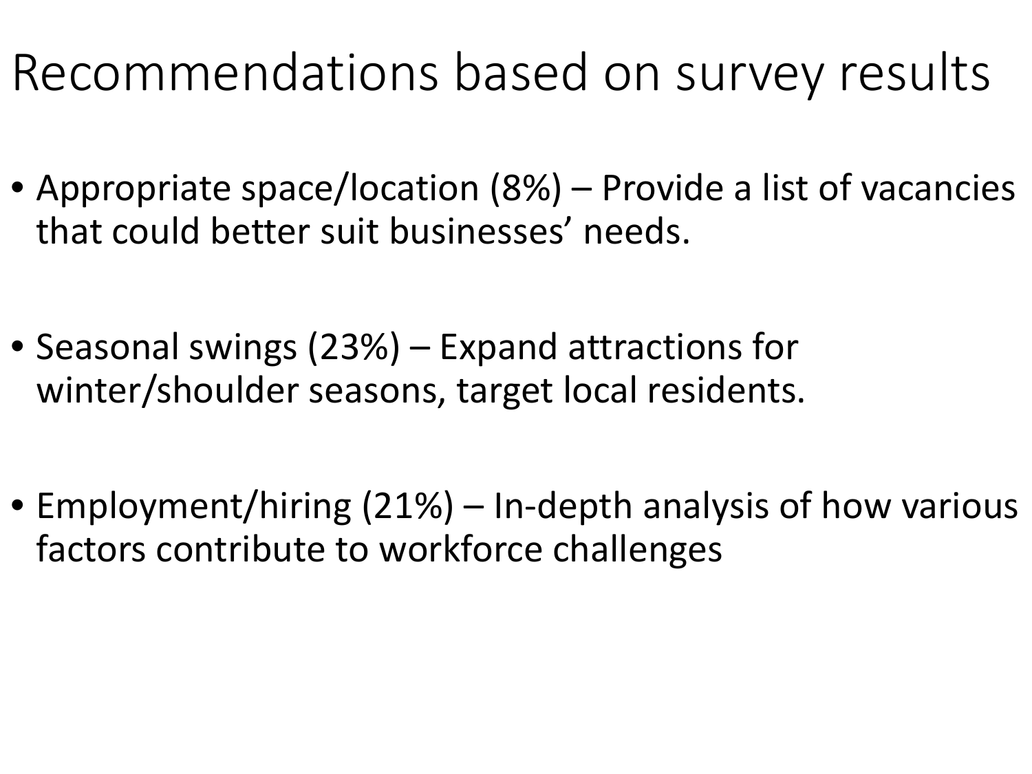# Recommendations based on survey results

- Appropriate space/location (8%) – Provide a list of vacancies that could better suit businesses' needs.
- Seasonal swings (23%) – Expand attractions for winter/shoulder seasons, target local residents.
- Employment/hiring (21%) – In-depth analysis of how various factors contribute to workforce challenges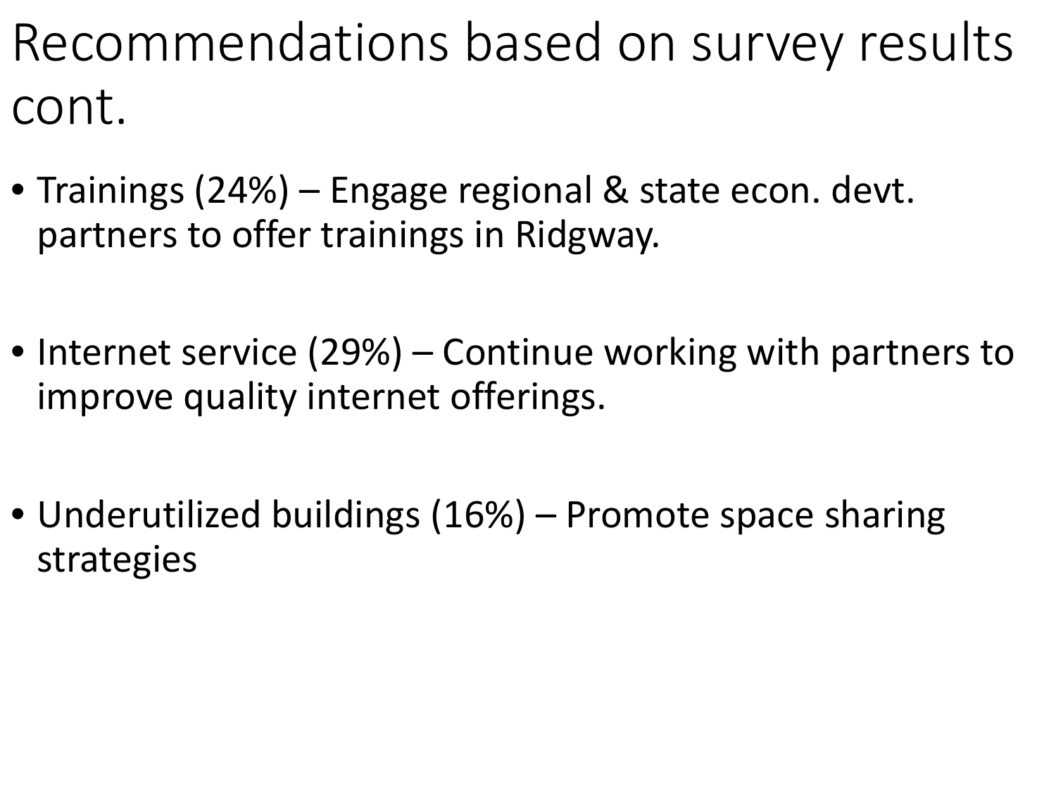# Recommendations based on survey results cont.

- Trainings (24%) – Engage regional & state econ. devt. partners to offer trainings in Ridgway.
- Internet service (29%) – Continue working with partners to improve quality internet offerings.
- Underutilized buildings (16%) – Promote space sharing strategies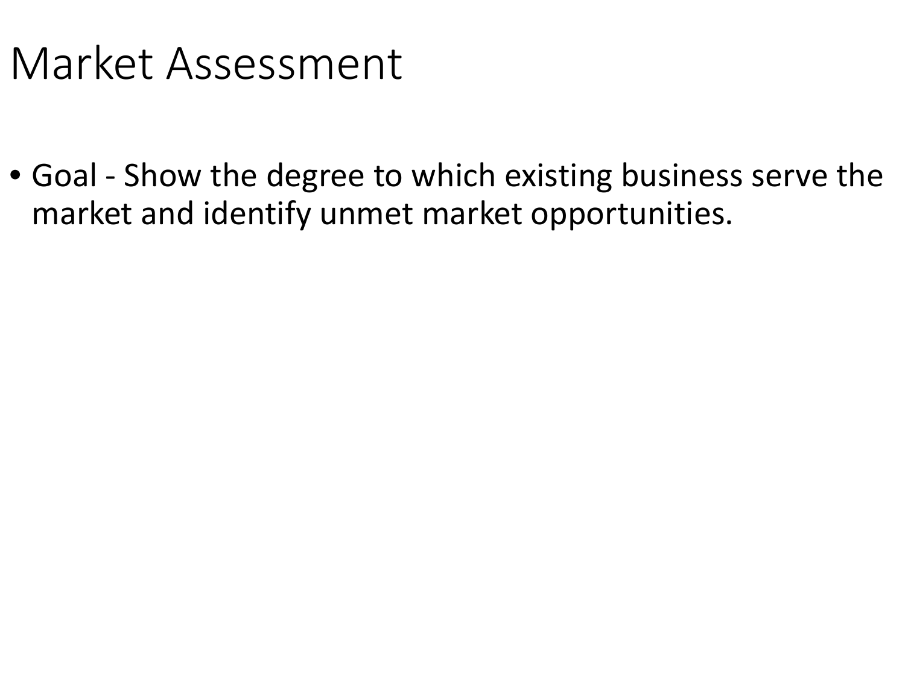# Market Assessment

- Goal - Show the degree to which existing business serve the market and identify unmet market opportunities.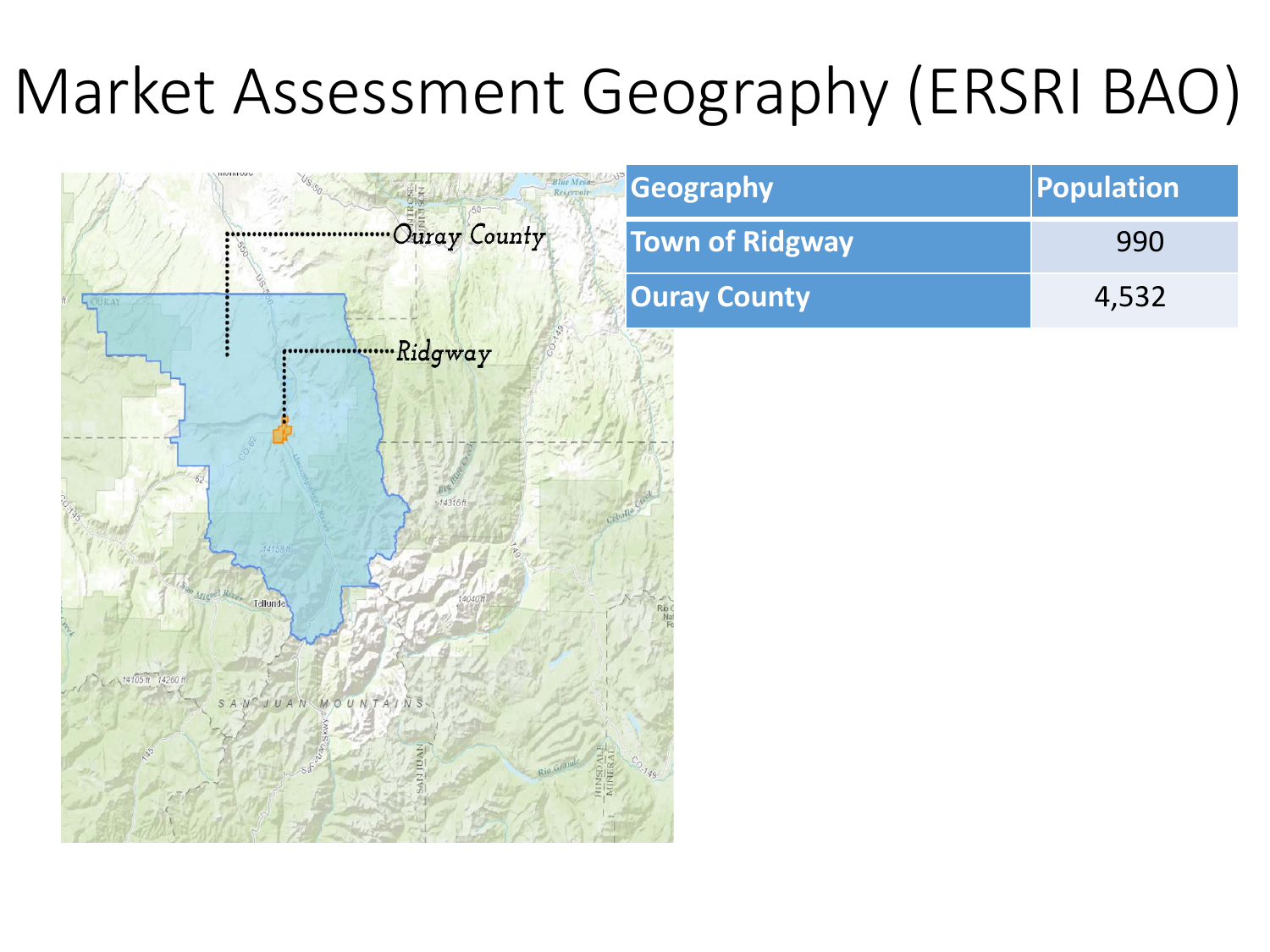# Market Assessment Geography (ERSRI BAO)

| Geography | Population |
|---|---|
| Town of Ridgway | 990 |
| Ouray County | 4,532 |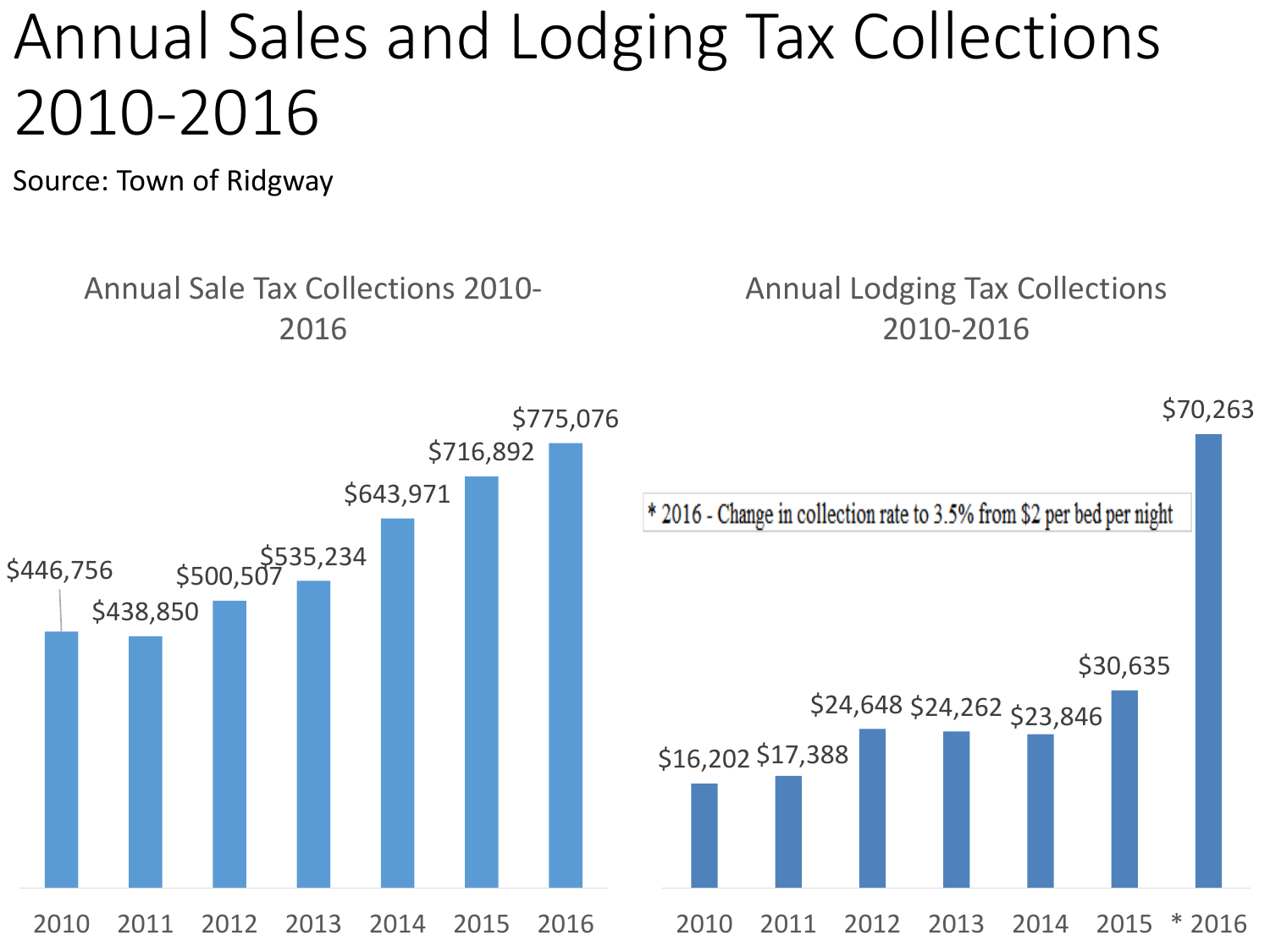# Annual Sales and Lodging Tax Collections 2010-2016

Source: Town of Ridgway

## Annual Sale Tax Collections 2010-2016

| Year | Collections |
| --- | --- |
| 2010 | $446,756 |
| 2011 | $438,850 |
| 2012 | $500,507 |
| 2013 | $535,234 |
| 2014 | $643,971 |
| 2015 | $716,892 |
| 2016 | $775,076 |

## Annual Lodging Tax Collections 2010-2016

| Year | Collections |
| --- | --- |
| 2010 | $16,202 |
| 2011 | $17,388 |
| 2012 | $24,648 |
| 2013 | $24,262 |
| 2014 | $23,846 |
| 2015 | $30,635 |
| * 2016 | $70,263 |

\* 2016 - Change in collection rate to 3.5% from $2 per bed per night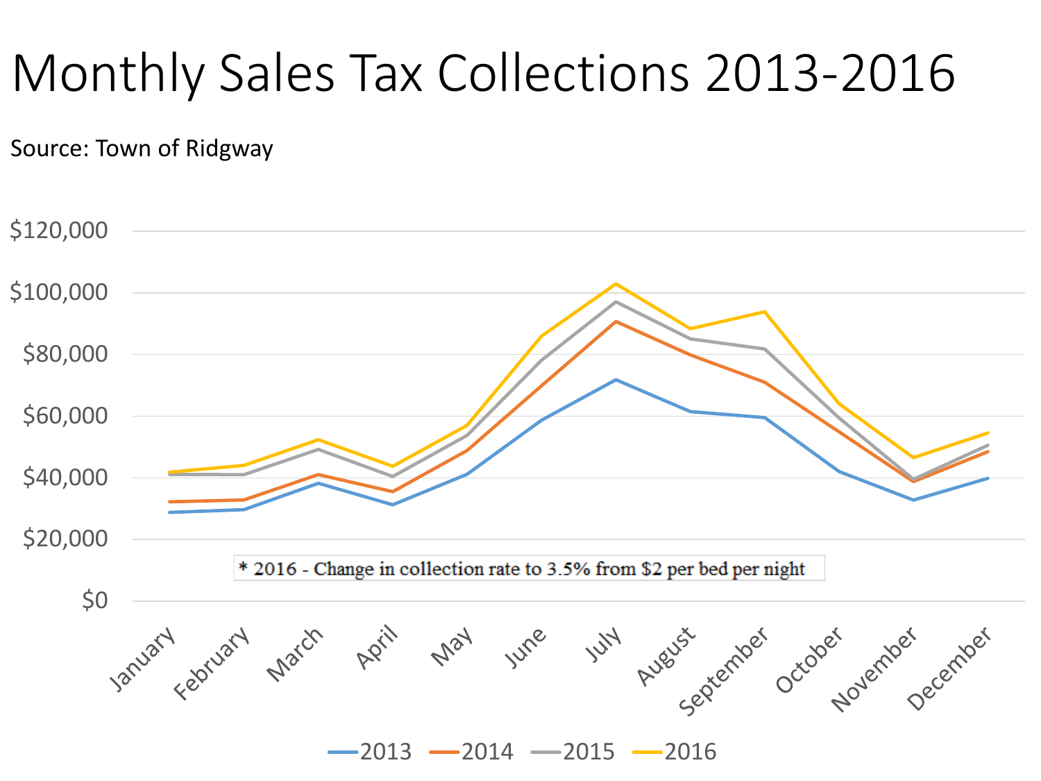# Monthly Sales Tax Collections 2013-2016

Source: Town of Ridgway

* 2016 - Change in collection rate to 3.5% from $2 per bed per night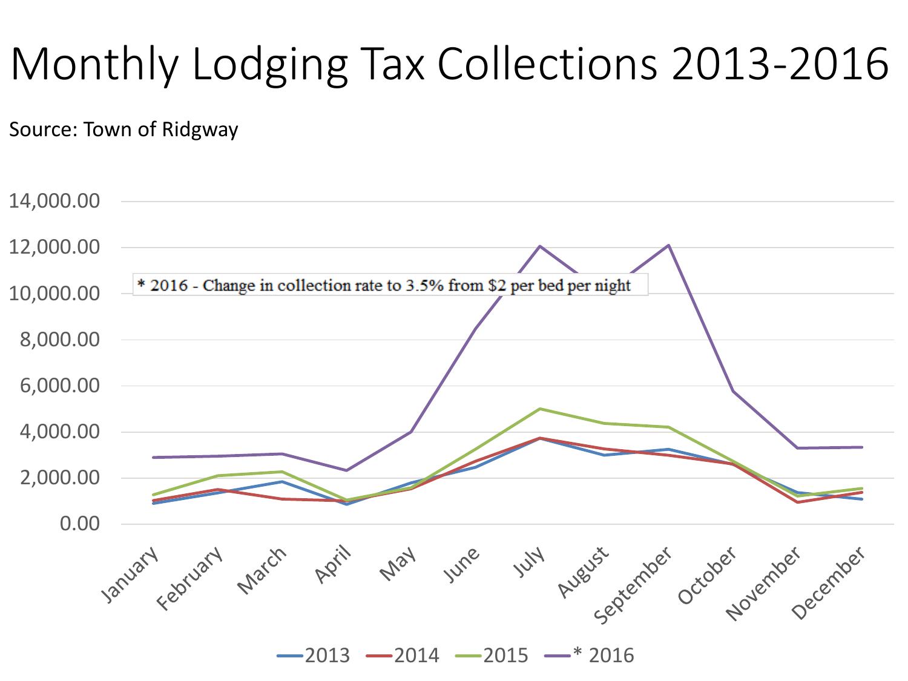# Monthly Lodging Tax Collections 2013-2016

Source: Town of Ridgway

* 2016 - Change in collection rate to 3.5% from $2 per bed per night

14,000.00
12,000.00
10,000.00
8,000.00
6,000.00
4,000.00
2,000.00
0.00

January February March April May June July August September October November December

2013 2014 2015 * 2016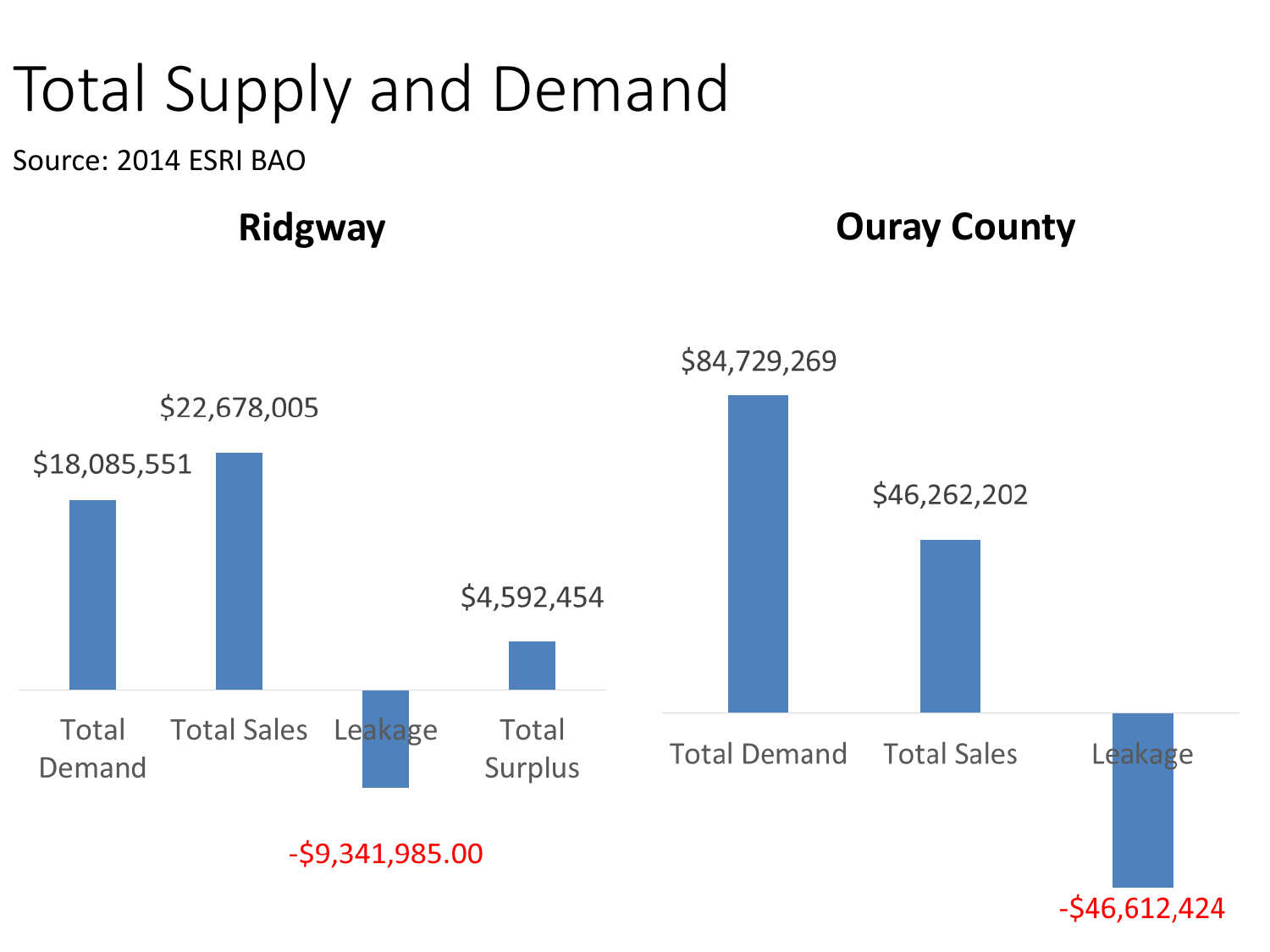# Total Supply and Demand

Source: 2014 ESRI BAO

## Ridgway

| Total Demand | Total Sales | Leakage | Total Surplus |
| --- | --- | --- | --- |
| $18,085,551 | $22,678,005 | -$9,341,985.00 | $4,592,454 |

## Ouray County

| Total Demand | Total Sales | Leakage |
| --- | --- | --- |
| $84,729,269 | $46,262,202 | -$46,612,424 |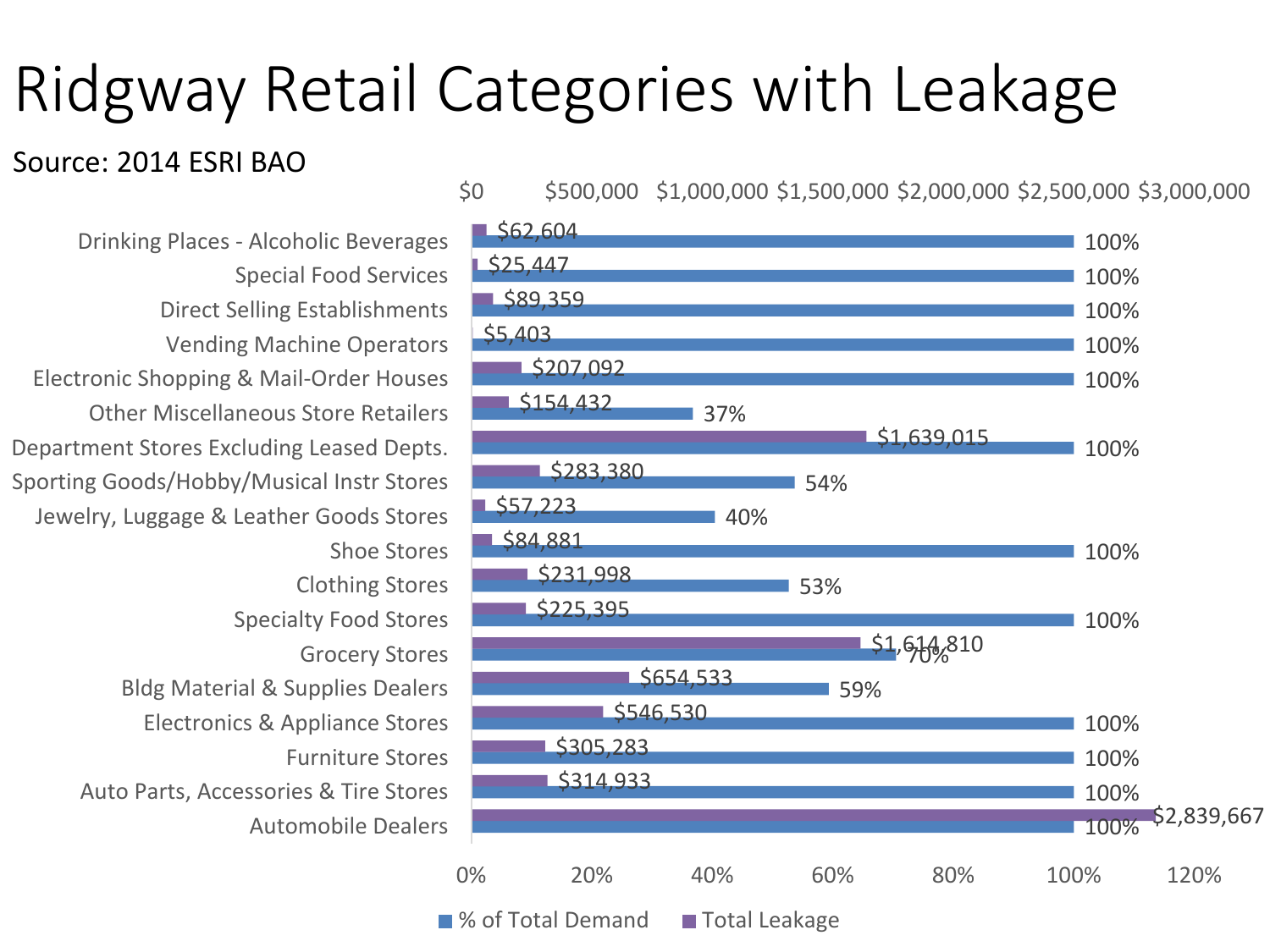# Ridgway Retail Categories with Leakage

Source: 2014 ESRI BAO

| Category | Total Leakage | % of Total Demand |
|---|---|---|
| Drinking Places - Alcoholic Beverages | $62,604 | 100% |
| Special Food Services | $25,447 | 100% |
| Direct Selling Establishments | $89,359 | 100% |
| Vending Machine Operators | $5,403 | 100% |
| Electronic Shopping & Mail-Order Houses | $207,092 | 100% |
| Other Miscellaneous Store Retailers | $154,432 | 37% |
| Department Stores Excluding Leased Depts. | $1,639,015 | 100% |
| Sporting Goods/Hobby/Musical Instr Stores | $283,380 | 54% |
| Jewelry, Luggage & Leather Goods Stores | $57,223 | 40% |
| Shoe Stores | $84,881 | 100% |
| Clothing Stores | $231,998 | 53% |
| Specialty Food Stores | $225,395 | 100% |
| Grocery Stores | $1,614,810 | 70% |
| Bldg Material & Supplies Dealers | $654,533 | 59% |
| Electronics & Appliance Stores | $546,530 | 100% |
| Furniture Stores | $305,283 | 100% |
| Auto Parts, Accessories & Tire Stores | $314,933 | 100% |
| Automobile Dealers | $2,839,667 | 100% |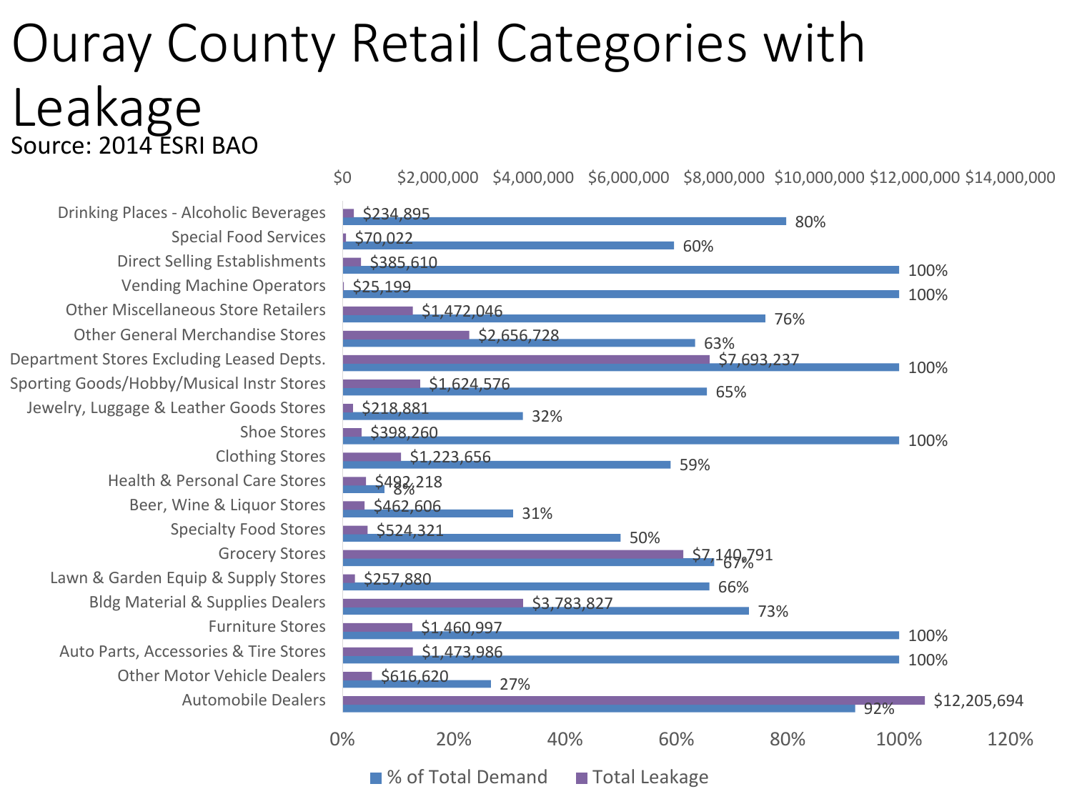# Ouray County Retail Categories with Leakage

Source: 2014 ESRI BAO

| Category | Total Leakage | % of Total Demand |
|---|---|---|
| Drinking Places - Alcoholic Beverages | $234,895 | 80% |
| Special Food Services | $70,022 | 60% |
| Direct Selling Establishments | $385,610 | 100% |
| Vending Machine Operators | $25,199 | 100% |
| Other Miscellaneous Store Retailers | $1,472,046 | 76% |
| Other General Merchandise Stores | $2,656,728 | 63% |
| Department Stores Excluding Leased Depts. | $7,693,237 | 100% |
| Sporting Goods/Hobby/Musical Instr Stores | $1,624,576 | 65% |
| Jewelry, Luggage & Leather Goods Stores | $218,881 | 32% |
| Shoe Stores | $398,260 | 100% |
| Clothing Stores | $1,223,656 | 59% |
| Health & Personal Care Stores | $492,218 | 8% |
| Beer, Wine & Liquor Stores | $462,606 | 31% |
| Specialty Food Stores | $524,321 | 50% |
| Grocery Stores | $7,140,791 | 67% |
| Lawn & Garden Equip & Supply Stores | $257,880 | 66% |
| Bldg Material & Supplies Dealers | $3,783,827 | 73% |
| Furniture Stores | $1,460,997 | 100% |
| Auto Parts, Accessories & Tire Stores | $1,473,986 | 100% |
| Other Motor Vehicle Dealers | $616,620 | 27% |
| Automobile Dealers | $12,205,694 | 92% |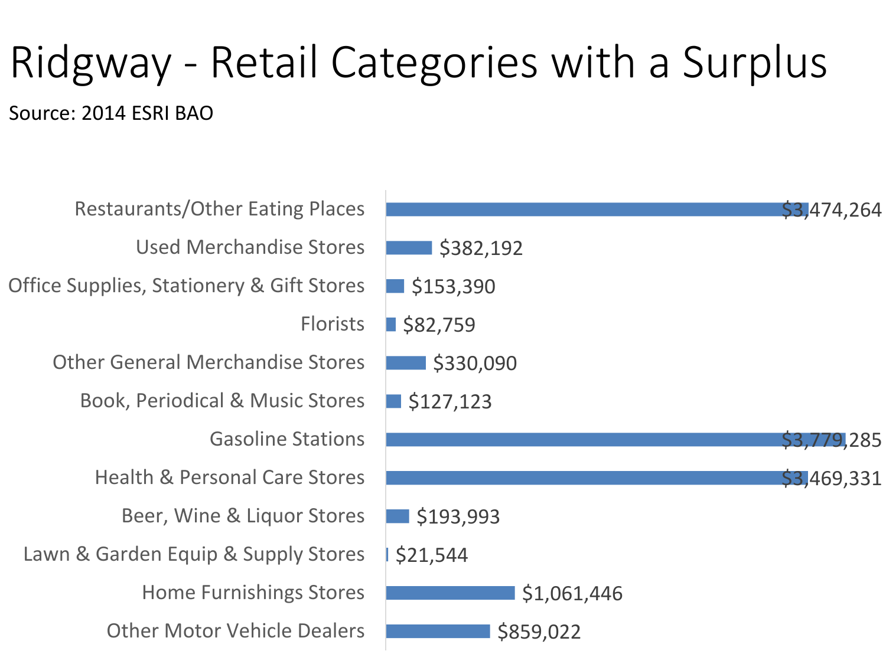# Ridgway - Retail Categories with a Surplus

Source: 2014 ESRI BAO

| Category | Surplus |
| --- | --- |
| Restaurants/Other Eating Places | $3,474,264 |
| Used Merchandise Stores | $382,192 |
| Office Supplies, Stationery & Gift Stores | $153,390 |
| Florists | $82,759 |
| Other General Merchandise Stores | $330,090 |
| Book, Periodical & Music Stores | $127,123 |
| Gasoline Stations | $3,779,285 |
| Health & Personal Care Stores | $3,469,331 |
| Beer, Wine & Liquor Stores | $193,993 |
| Lawn & Garden Equip & Supply Stores | $21,544 |
| Home Furnishings Stores | $1,061,446 |
| Other Motor Vehicle Dealers | $859,022 |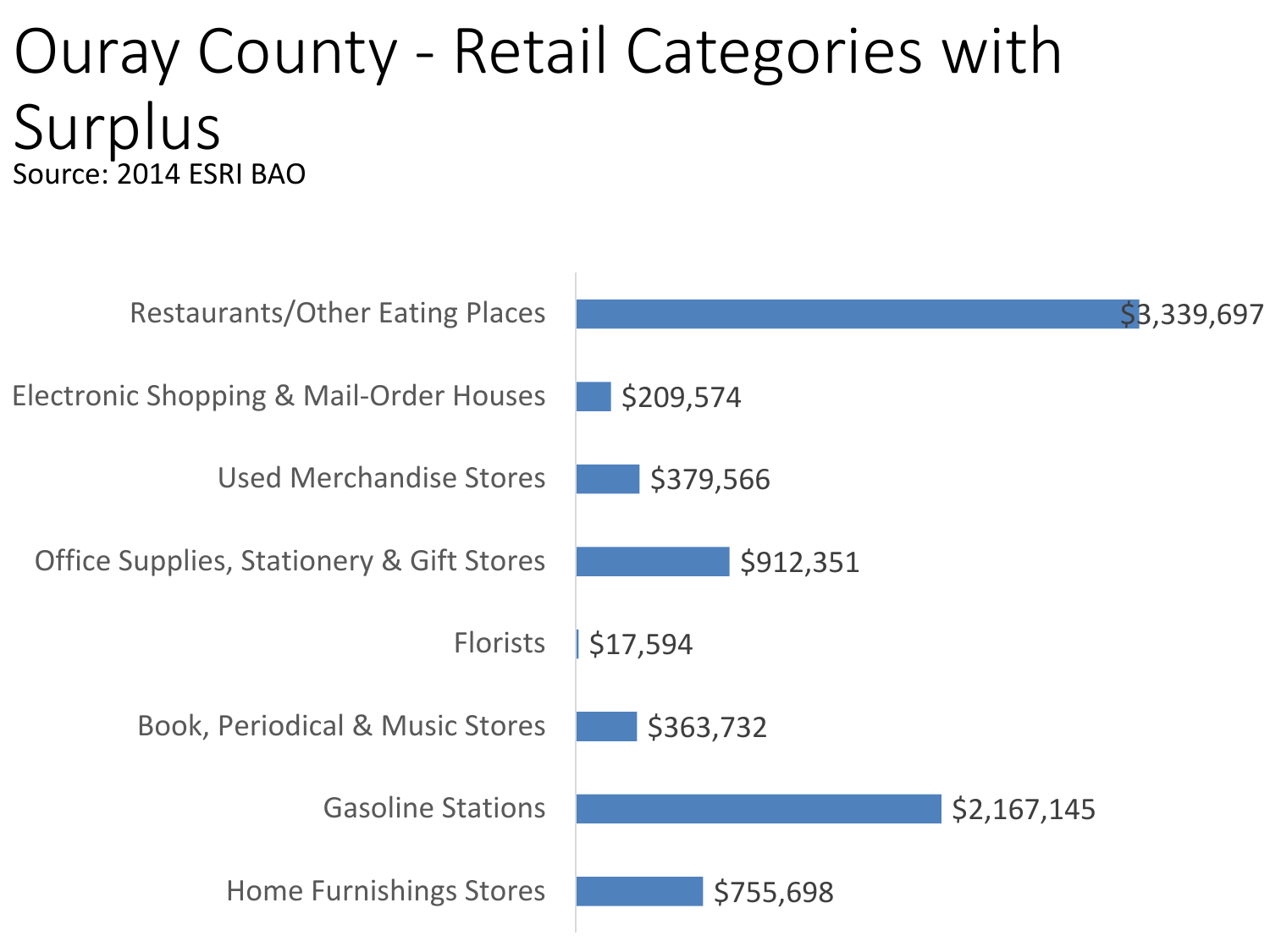# Ouray County - Retail Categories with Surplus

Source: 2014 ESRI BAO

| Category | Surplus |
| --- | --- |
| Restaurants/Other Eating Places | $3,339,697 |
| Electronic Shopping & Mail-Order Houses | $209,574 |
| Used Merchandise Stores | $379,566 |
| Office Supplies, Stationery & Gift Stores | $912,351 |
| Florists | $17,594 |
| Book, Periodical & Music Stores | $363,732 |
| Gasoline Stations | $2,167,145 |
| Home Furnishings Stores | $755,698 |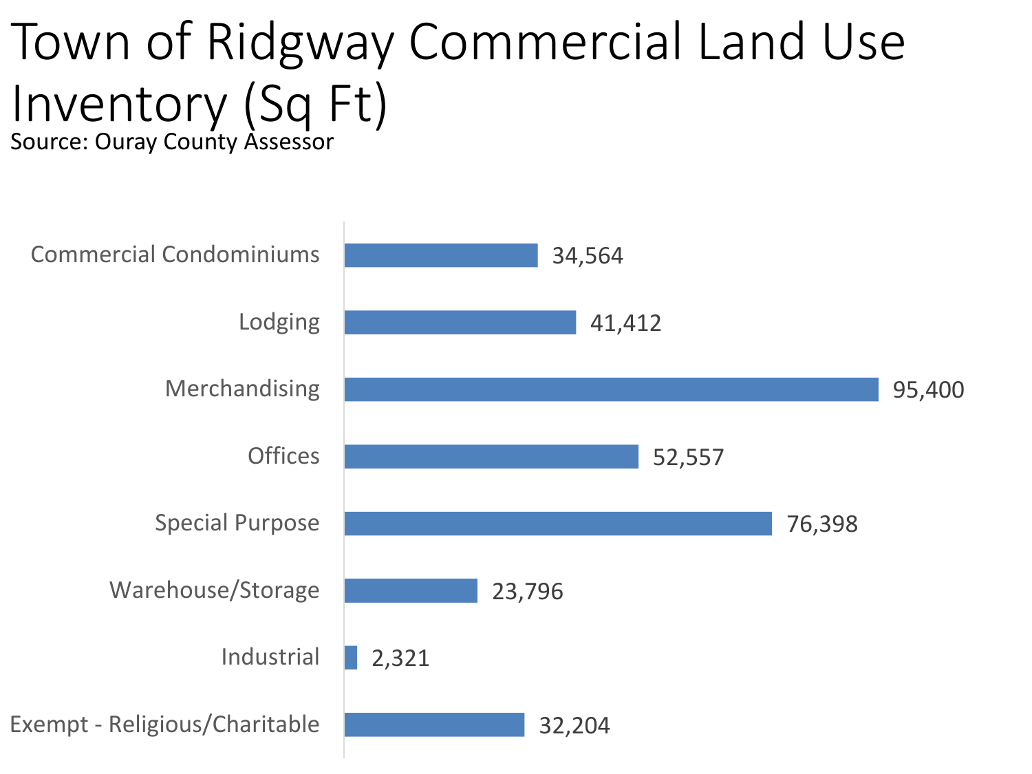# Town of Ridgway Commercial Land Use Inventory (Sq Ft)

Source: Ouray County Assessor

| Category | Sq Ft |
|---|---|
| Commercial Condominiums | 34,564 |
| Lodging | 41,412 |
| Merchandising | 95,400 |
| Offices | 52,557 |
| Special Purpose | 76,398 |
| Warehouse/Storage | 23,796 |
| Industrial | 2,321 |
| Exempt - Religious/Charitable | 32,204 |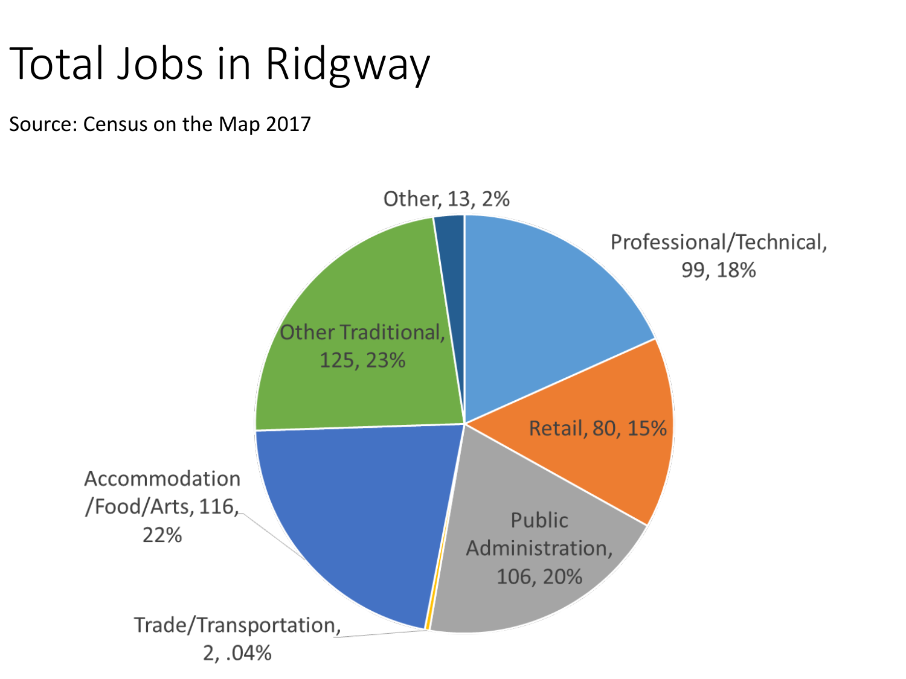# Total Jobs in Ridgway

Source: Census on the Map 2017

Other, 13, 2%

Professional/Technical, 99, 18%

Retail, 80, 15%

Public Administration, 106, 20%

Trade/Transportation, 2, .04%

Accommodation /Food/Arts, 116, 22%

Other Traditional, 125, 23%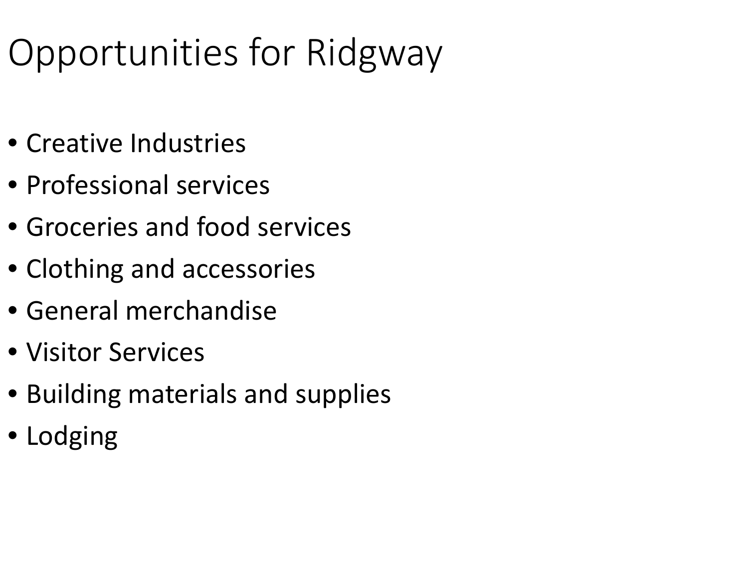# Opportunities for Ridgway

- Creative Industries
- Professional services
- Groceries and food services
- Clothing and accessories
- General merchandise
- Visitor Services
- Building materials and supplies
- Lodging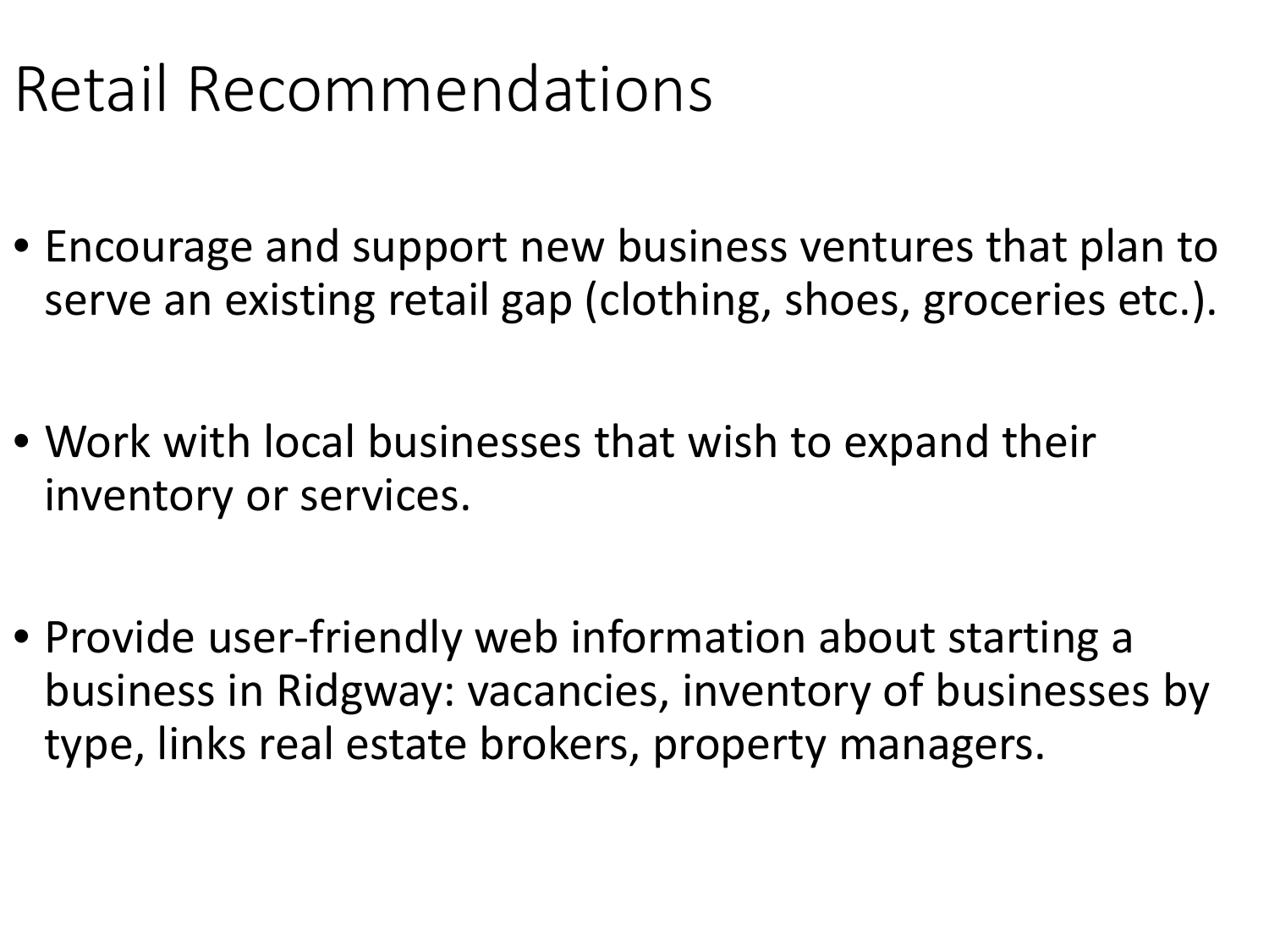# Retail Recommendations

- Encourage and support new business ventures that plan to serve an existing retail gap (clothing, shoes, groceries etc.).
- Work with local businesses that wish to expand their inventory or services.
- Provide user-friendly web information about starting a business in Ridgway: vacancies, inventory of businesses by type, links real estate brokers, property managers.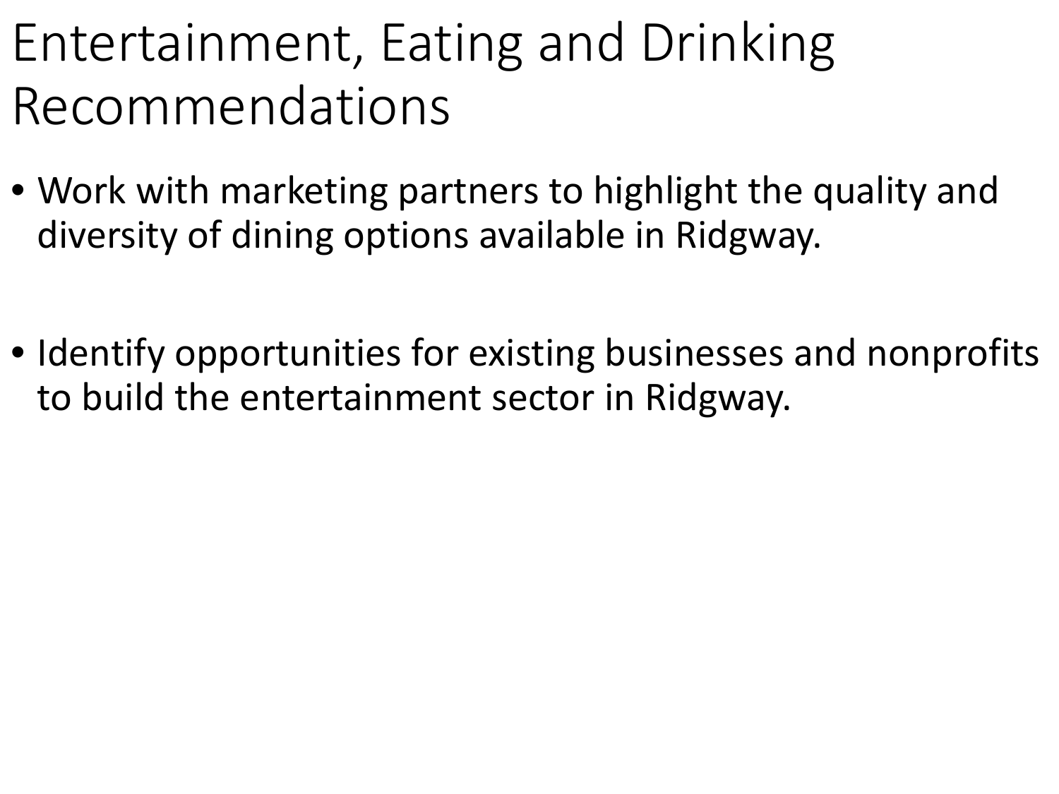# Entertainment, Eating and Drinking Recommendations

- Work with marketing partners to highlight the quality and diversity of dining options available in Ridgway.

- Identify opportunities for existing businesses and nonprofits to build the entertainment sector in Ridgway.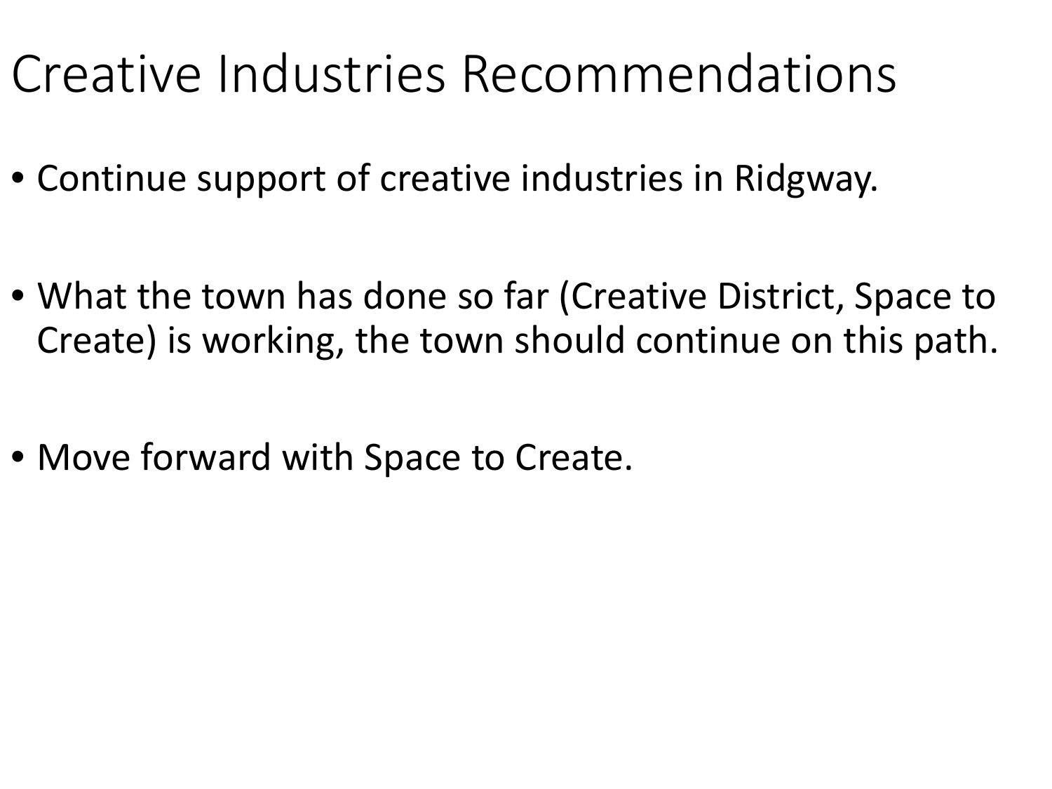# Creative Industries Recommendations

- Continue support of creative industries in Ridgway.
- What the town has done so far (Creative District, Space to Create) is working, the town should continue on this path.
- Move forward with Space to Create.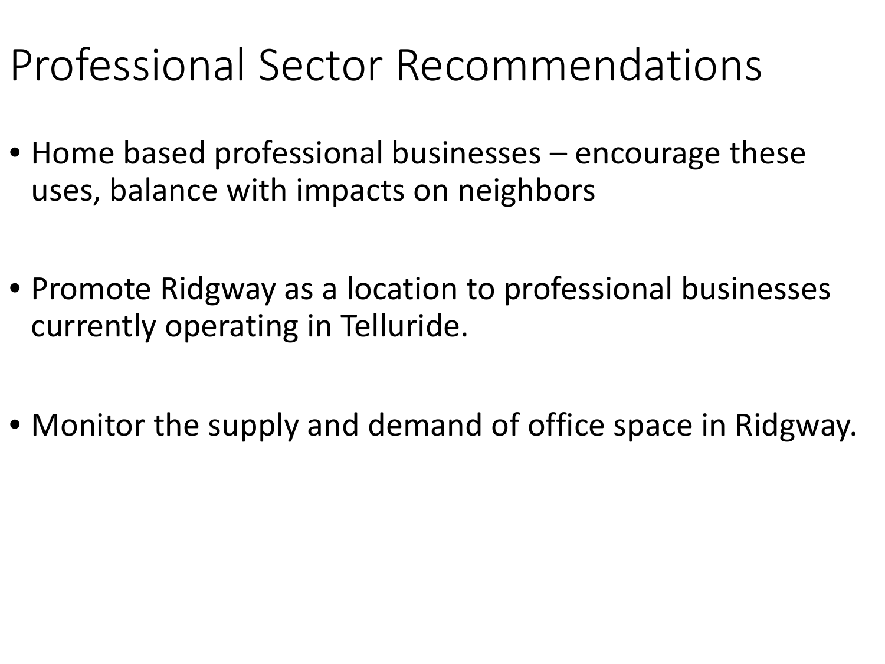# Professional Sector Recommendations

- Home based professional businesses – encourage these uses, balance with impacts on neighbors
- Promote Ridgway as a location to professional businesses currently operating in Telluride.
- Monitor the supply and demand of office space in Ridgway.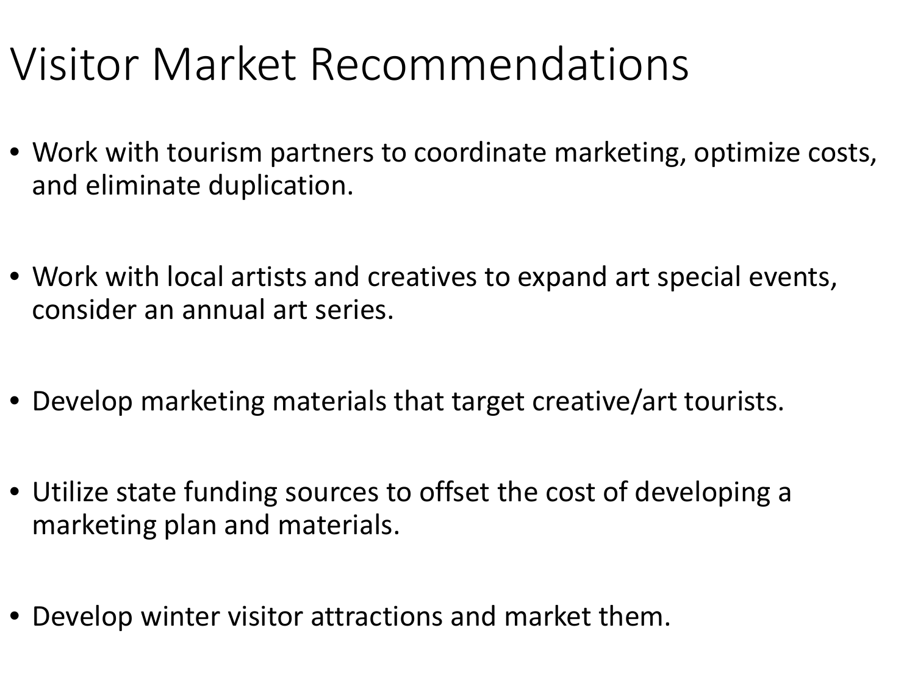# Visitor Market Recommendations

- Work with tourism partners to coordinate marketing, optimize costs, and eliminate duplication.
- Work with local artists and creatives to expand art special events, consider an annual art series.
- Develop marketing materials that target creative/art tourists.
- Utilize state funding sources to offset the cost of developing a marketing plan and materials.
- Develop winter visitor attractions and market them.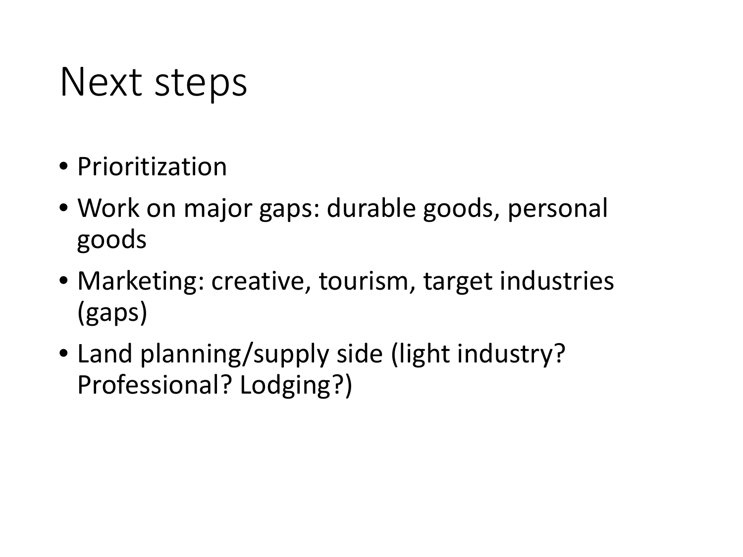# Next steps

- Prioritization
- Work on major gaps: durable goods, personal goods
- Marketing: creative, tourism, target industries (gaps)
- Land planning/supply side (light industry? Professional? Lodging?)